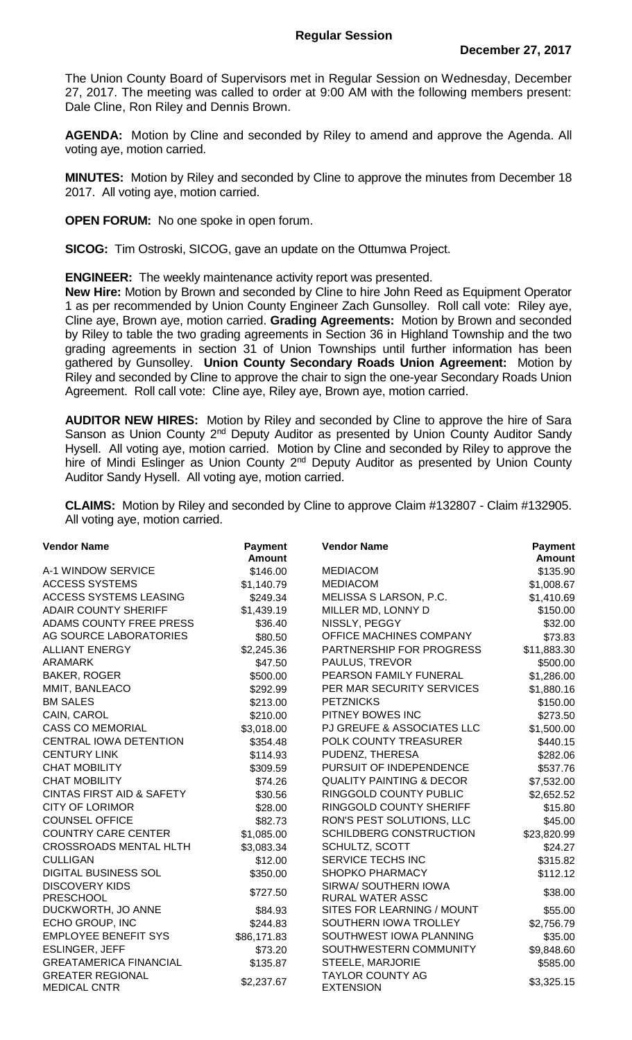## Regular Session

**December 27, 2017**

The Union County Board of Supervisors met in Regular Session on Wednesday, December 27, 2017. The meeting was called to order at 9:00 AM with the following members present: Dale Cline, Ron Riley and Dennis Brown.

**AGENDA:** Motion by Cline and seconded by Riley to amend and approve the Agenda. All voting aye, motion carried.

**MINUTES:** Motion by Riley and seconded by Cline to approve the minutes from December 18 2017. All voting aye, motion carried.

**OPEN FORUM:** No one spoke in open forum.

**SICOG:** Tim Ostroski, SICOG, gave an update on the Ottumwa Project.

**ENGINEER:** The weekly maintenance activity report was presented.

**New Hire:** Motion by Brown and seconded by Cline to hire John Reed as Equipment Operator 1 as per recommended by Union County Engineer Zach Gunsolley. Roll call vote: Riley aye, Cline aye, Brown aye, motion carried. **Grading Agreements:** Motion by Brown and seconded by Riley to table the two grading agreements in Section 36 in Highland Township and the two grading agreements in section 31 of Union Townships until further information has been gathered by Gunsolley. **Union County Secondary Roads Union Agreement:** Motion by Riley and seconded by Cline to approve the chair to sign the one-year Secondary Roads Union Agreement. Roll call vote: Cline aye, Riley aye, Brown aye, motion carried.

**AUDITOR NEW HIRES:** Motion by Riley and seconded by Cline to approve the hire of Sara Sanson as Union County 2nd Deputy Auditor as presented by Union County Auditor Sandy Hysell. All voting aye, motion carried. Motion by Cline and seconded by Riley to approve the hire of Mindi Eslinger as Union County 2nd Deputy Auditor as presented by Union County Auditor Sandy Hysell. All voting aye, motion carried.

**CLAIMS:** Motion by Riley and seconded by Cline to approve Claim #132807 - Claim #132905. All voting aye, motion carried.

| Vendor Name | Payment Amount | Vendor Name | Payment Amount |
|---|---|---|---|
| A-1 WINDOW SERVICE | $146.00 | MEDIACOM | $135.90 |
| ACCESS SYSTEMS | $1,140.79 | MEDIACOM | $1,008.67 |
| ACCESS SYSTEMS LEASING | $249.34 | MELISSA S LARSON, P.C. | $1,410.69 |
| ADAIR COUNTY SHERIFF | $1,439.19 | MILLER MD, LONNY D | $150.00 |
| ADAMS COUNTY FREE PRESS | $36.40 | NISSLY, PEGGY | $32.00 |
| AG SOURCE LABORATORIES | $80.50 | OFFICE MACHINES COMPANY | $73.83 |
| ALLIANT ENERGY | $2,245.36 | PARTNERSHIP FOR PROGRESS | $11,883.30 |
| ARAMARK | $47.50 | PAULUS, TREVOR | $500.00 |
| BAKER, ROGER | $500.00 | PEARSON FAMILY FUNERAL | $1,286.00 |
| MMIT, BANLEACO | $292.99 | PER MAR SECURITY SERVICES | $1,880.16 |
| BM SALES | $213.00 | PETZNICKS | $150.00 |
| CAIN, CAROL | $210.00 | PITNEY BOWES INC | $273.50 |
| CASS CO MEMORIAL | $3,018.00 | PJ GREUFE & ASSOCIATES LLC | $1,500.00 |
| CENTRAL IOWA DETENTION | $354.48 | POLK COUNTY TREASURER | $440.15 |
| CENTURY LINK | $114.93 | PUDENZ, THERESA | $282.06 |
| CHAT MOBILITY | $309.59 | PURSUIT OF INDEPENDENCE | $537.76 |
| CHAT MOBILITY | $74.26 | QUALITY PAINTING & DECOR | $7,532.00 |
| CINTAS FIRST AID & SAFETY | $30.56 | RINGGOLD COUNTY PUBLIC | $2,652.52 |
| CITY OF LORIMOR | $28.00 | RINGGOLD COUNTY SHERIFF | $15.80 |
| COUNSEL OFFICE | $82.73 | RON'S PEST SOLUTIONS, LLC | $45.00 |
| COUNTRY CARE CENTER | $1,085.00 | SCHILDBERG CONSTRUCTION | $23,820.99 |
| CROSSROADS MENTAL HLTH | $3,083.34 | SCHULTZ, SCOTT | $24.27 |
| CULLIGAN | $12.00 | SERVICE TECHS INC | $315.82 |
| DIGITAL BUSINESS SOL | $350.00 | SHOPKO PHARMACY | $112.12 |
| DISCOVERY KIDS PRESCHOOL | $727.50 | SIRWA/ SOUTHERN IOWA RURAL WATER ASSC | $38.00 |
| DUCKWORTH, JO ANNE | $84.93 | SITES FOR LEARNING / MOUNT | $55.00 |
| ECHO GROUP, INC | $244.83 | SOUTHERN IOWA TROLLEY | $2,756.79 |
| EMPLOYEE BENEFIT SYS | $86,171.83 | SOUTHWEST IOWA PLANNING | $35.00 |
| ESLINGER, JEFF | $73.20 | SOUTHWESTERN COMMUNITY | $9,848.60 |
| GREATAMERICA FINANCIAL | $135.87 | STEELE, MARJORIE | $585.00 |
| GREATER REGIONAL MEDICAL CNTR | $2,237.67 | TAYLOR COUNTY AG EXTENSION | $3,325.15 |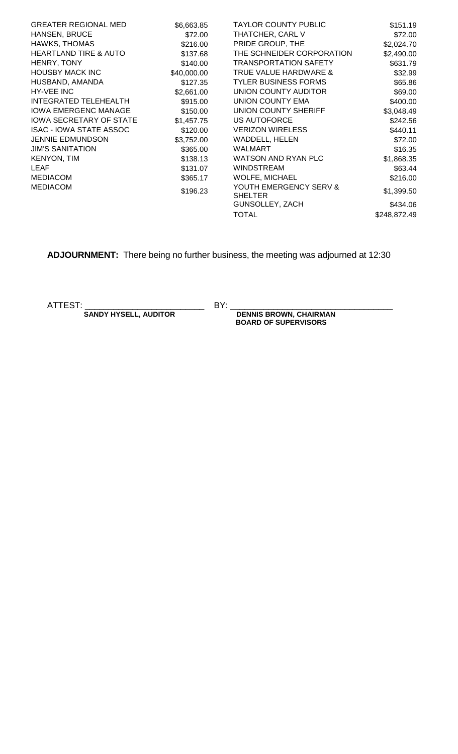| | | | |
|---|---|---|---|
| GREATER REGIONAL MED | $6,663.85 | TAYLOR COUNTY PUBLIC | $151.19 |
| HANSEN, BRUCE | $72.00 | THATCHER, CARL V | $72.00 |
| HAWKS, THOMAS | $216.00 | PRIDE GROUP, THE | $2,024.70 |
| HEARTLAND TIRE & AUTO | $137.68 | THE SCHNEIDER CORPORATION | $2,490.00 |
| HENRY, TONY | $140.00 | TRANSPORTATION SAFETY | $631.79 |
| HOUSBY MACK INC | $40,000.00 | TRUE VALUE HARDWARE & | $32.99 |
| HUSBAND, AMANDA | $127.35 | TYLER BUSINESS FORMS | $65.86 |
| HY-VEE INC | $2,661.00 | UNION COUNTY AUDITOR | $69.00 |
| INTEGRATED TELEHEALTH | $915.00 | UNION COUNTY EMA | $400.00 |
| IOWA EMERGENC MANAGE | $150.00 | UNION COUNTY SHERIFF | $3,048.49 |
| IOWA SECRETARY OF STATE | $1,457.75 | US AUTOFORCE | $242.56 |
| ISAC - IOWA STATE ASSOC | $120.00 | VERIZON WIRELESS | $440.11 |
| JENNIE EDMUNDSON | $3,752.00 | WADDELL, HELEN | $72.00 |
| JIM'S SANITATION | $365.00 | WALMART | $16.35 |
| KENYON, TIM | $138.13 | WATSON AND RYAN PLC | $1,868.35 |
| LEAF | $131.07 | WINDSTREAM | $63.44 |
| MEDIACOM | $365.17 | WOLFE, MICHAEL | $216.00 |
| MEDIACOM | $196.23 | YOUTH EMERGENCY SERV & SHELTER | $1,399.50 |
| | | GUNSOLLEY, ZACH | $434.06 |
| | | TOTAL | $248,872.49 |

**ADJOURNMENT:** There being no further business, the meeting was adjourned at 12:30

ATTEST: __________________________ BY: __________________________________

**SANDY HYSELL, AUDITOR**

**DENNIS BROWN, CHAIRMAN**
**BOARD OF SUPERVISORS**